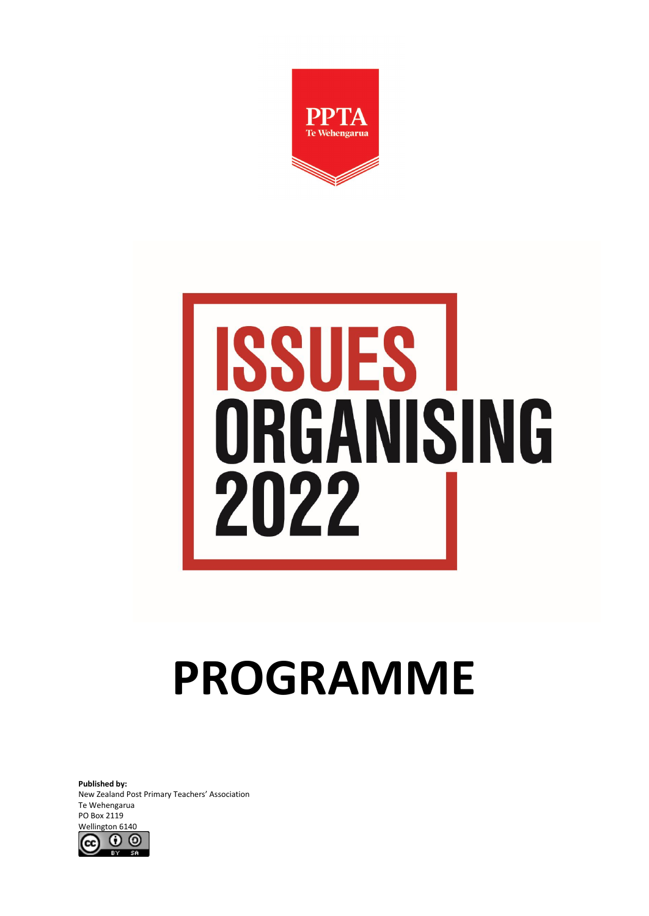PPTA
Te Wehengarua

# ISSUES ORGANISING 2022

# PROGRAMME

**Published by:**
New Zealand Post Primary Teachers' Association
Te Wehengarua
PO Box 2119
Wellington 6140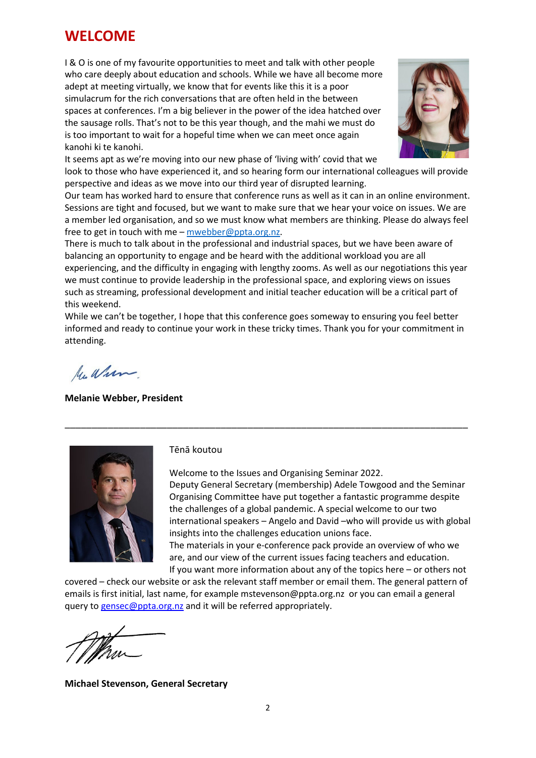# WELCOME

I & O is one of my favourite opportunities to meet and talk with other people who care deeply about education and schools. While we have all become more adept at meeting virtually, we know that for events like this it is a poor simulacrum for the rich conversations that are often held in the between spaces at conferences. I'm a big believer in the power of the idea hatched over the sausage rolls. That's not to be this year though, and the mahi we must do is too important to wait for a hopeful time when we can meet once again kanohi ki te kanohi.

It seems apt as we're moving into our new phase of 'living with' covid that we look to those who have experienced it, and so hearing form our international colleagues will provide perspective and ideas as we move into our third year of disrupted learning.

Our team has worked hard to ensure that conference runs as well as it can in an online environment. Sessions are tight and focused, but we want to make sure that we hear your voice on issues. We are a member led organisation, and so we must know what members are thinking. Please do always feel free to get in touch with me – mwebber@ppta.org.nz.

There is much to talk about in the professional and industrial spaces, but we have been aware of balancing an opportunity to engage and be heard with the additional workload you are all experiencing, and the difficulty in engaging with lengthy zooms. As well as our negotiations this year we must continue to provide leadership in the professional space, and exploring views on issues such as streaming, professional development and initial teacher education will be a critical part of this weekend.

While we can't be together, I hope that this conference goes someway to ensuring you feel better informed and ready to continue your work in these tricky times. Thank you for your commitment in attending.

**Melanie Webber, President**

---

Tēnā koutou

Welcome to the Issues and Organising Seminar 2022.

Deputy General Secretary (membership) Adele Towgood and the Seminar Organising Committee have put together a fantastic programme despite the challenges of a global pandemic. A special welcome to our two international speakers – Angelo and David –who will provide us with global insights into the challenges education unions face.

The materials in your e-conference pack provide an overview of who we are, and our view of the current issues facing teachers and education.

If you want more information about any of the topics here – or others not covered – check our website or ask the relevant staff member or email them. The general pattern of emails is first initial, last name, for example mstevenson@ppta.org.nz or you can email a general query to gensec@ppta.org.nz and it will be referred appropriately.

**Michael Stevenson, General Secretary**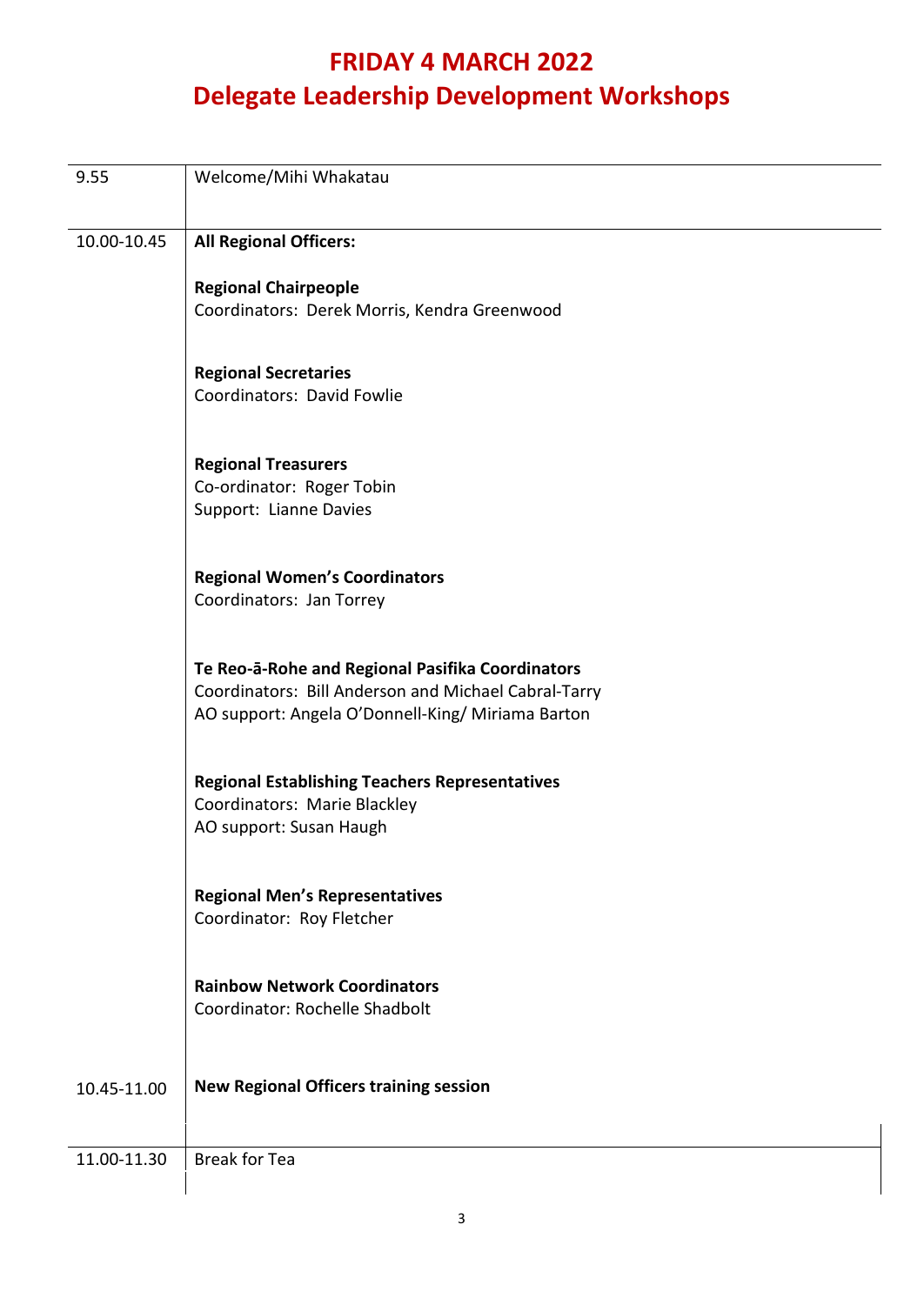# FRIDAY 4 MARCH 2022
# Delegate Leadership Development Workshops

| | |
|---|---|
| 9.55 | Welcome/Mihi Whakatau |
| 10.00-10.45 | **All Regional Officers:**<br><br>**Regional Chairpeople**<br>Coordinators: Derek Morris, Kendra Greenwood<br><br>**Regional Secretaries**<br>Coordinators: David Fowlie<br><br>**Regional Treasurers**<br>Co-ordinator: Roger Tobin<br>Support: Lianne Davies<br><br>**Regional Women's Coordinators**<br>Coordinators: Jan Torrey<br><br>**Te Reo-ā-Rohe and Regional Pasifika Coordinators**<br>Coordinators: Bill Anderson and Michael Cabral-Tarry<br>AO support: Angela O'Donnell-King/ Miriama Barton<br><br>**Regional Establishing Teachers Representatives**<br>Coordinators: Marie Blackley<br>AO support: Susan Haugh<br><br>**Regional Men's Representatives**<br>Coordinator: Roy Fletcher<br><br>**Rainbow Network Coordinators**<br>Coordinator: Rochelle Shadbolt |
| 10.45-11.00 | **New Regional Officers training session** |
| 11.00-11.30 | Break for Tea |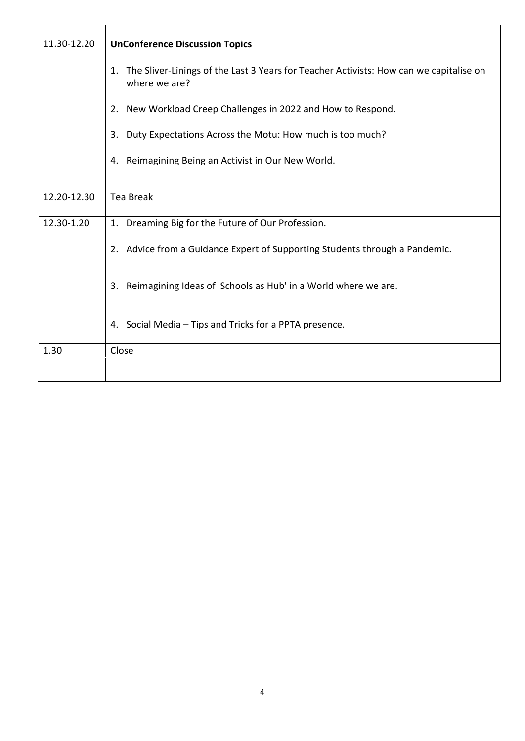| | |
|---|---|
| 11.30-12.20 | **UnConference Discussion Topics**<br><br>1. The Sliver-Linings of the Last 3 Years for Teacher Activists: How can we capitalise on where we are?<br>2. New Workload Creep Challenges in 2022 and How to Respond.<br>3. Duty Expectations Across the Motu: How much is too much?<br>4. Reimagining Being an Activist in Our New World. |
| 12.20-12.30 | Tea Break |
| 12.30-1.20 | 1. Dreaming Big for the Future of Our Profession.<br>2. Advice from a Guidance Expert of Supporting Students through a Pandemic.<br>3. Reimagining Ideas of 'Schools as Hub' in a World where we are.<br>4. Social Media – Tips and Tricks for a PPTA presence. |
| 1.30 | Close |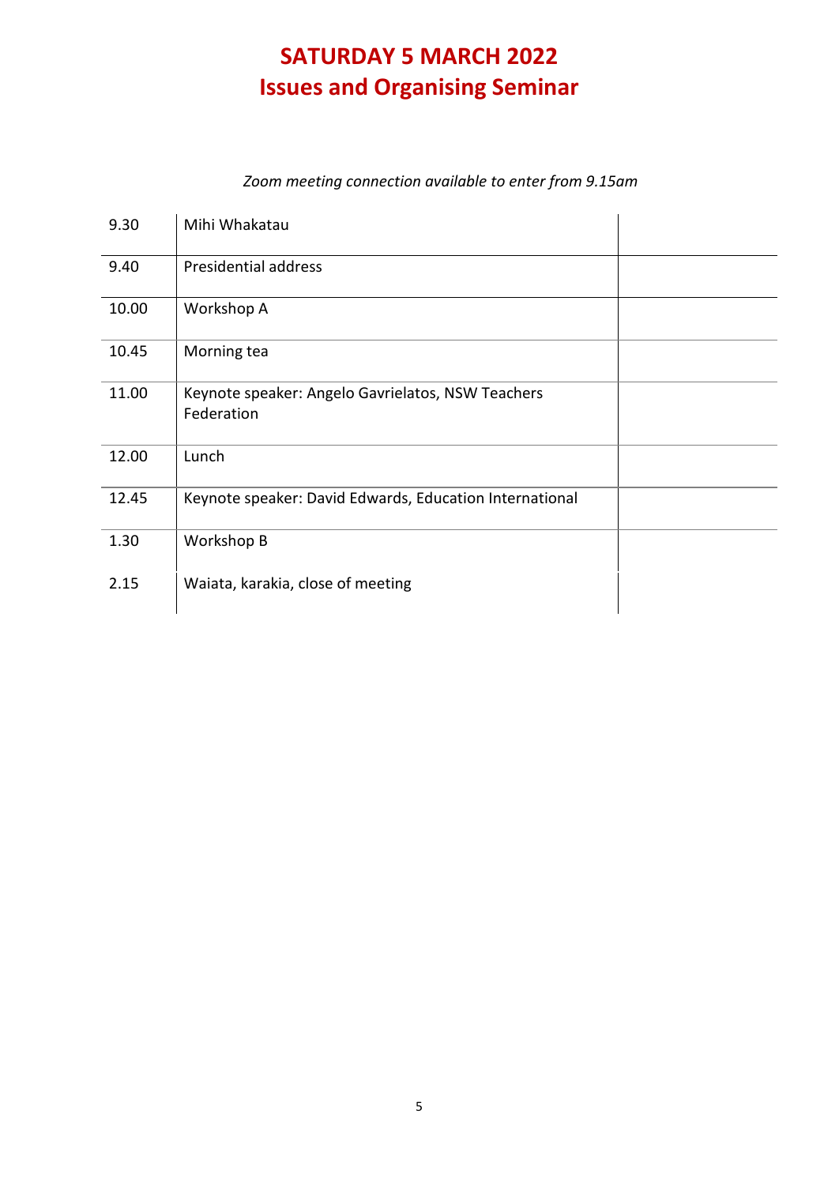# SATURDAY 5 MARCH 2022
# Issues and Organising Seminar

*Zoom meeting connection available to enter from 9.15am*

| | | |
|---|---|---|
| 9.30 | Mihi Whakatau | |
| 9.40 | Presidential address | |
| 10.00 | Workshop A | |
| 10.45 | Morning tea | |
| 11.00 | Keynote speaker: Angelo Gavrielatos, NSW Teachers Federation | |
| 12.00 | Lunch | |
| 12.45 | Keynote speaker: David Edwards, Education International | |
| 1.30 | Workshop B | |
| 2.15 | Waiata, karakia, close of meeting | |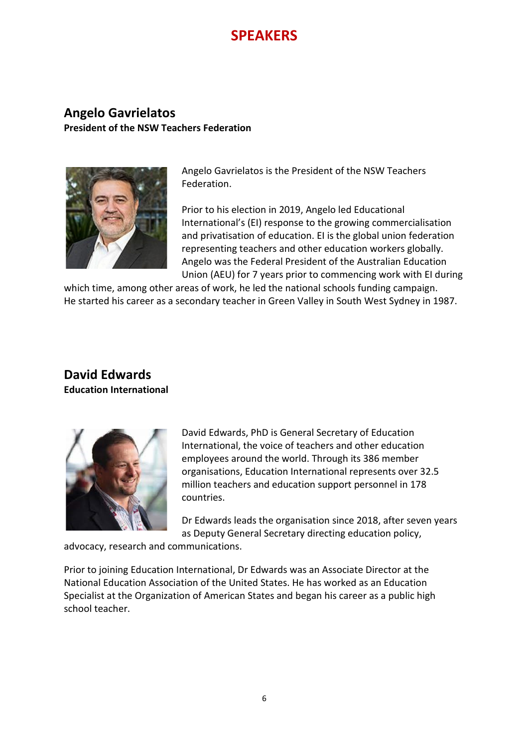# SPEAKERS

## Angelo Gavrielatos

**President of the NSW Teachers Federation**

Angelo Gavrielatos is the President of the NSW Teachers Federation.

Prior to his election in 2019, Angelo led Educational International's (EI) response to the growing commercialisation and privatisation of education. EI is the global union federation representing teachers and other education workers globally. Angelo was the Federal President of the Australian Education Union (AEU) for 7 years prior to commencing work with EI during which time, among other areas of work, he led the national schools funding campaign. He started his career as a secondary teacher in Green Valley in South West Sydney in 1987.

## David Edwards

**Education International**

David Edwards, PhD is General Secretary of Education International, the voice of teachers and other education employees around the world. Through its 386 member organisations, Education International represents over 32.5 million teachers and education support personnel in 178 countries.

Dr Edwards leads the organisation since 2018, after seven years as Deputy General Secretary directing education policy, advocacy, research and communications.

Prior to joining Education International, Dr Edwards was an Associate Director at the National Education Association of the United States. He has worked as an Education Specialist at the Organization of American States and began his career as a public high school teacher.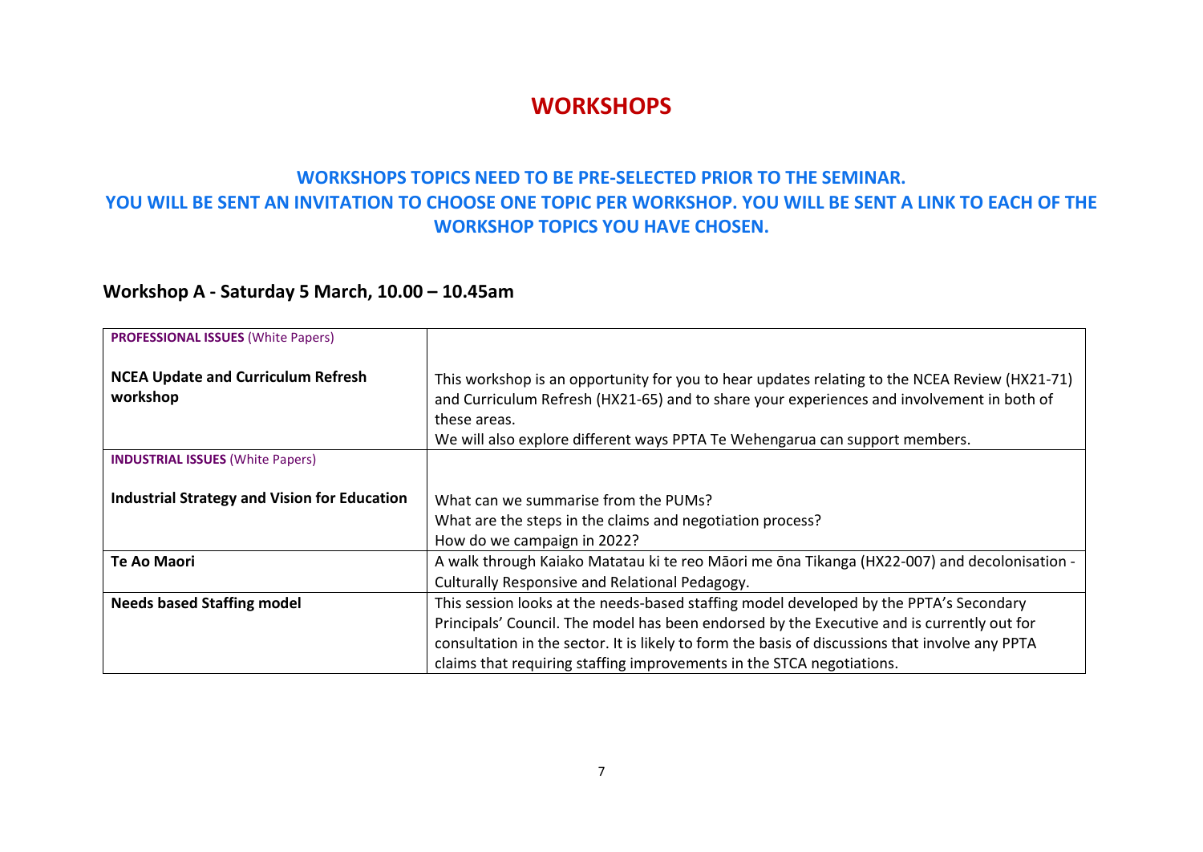# WORKSHOPS

**WORKSHOPS TOPICS NEED TO BE PRE-SELECTED PRIOR TO THE SEMINAR.**
**YOU WILL BE SENT AN INVITATION TO CHOOSE ONE TOPIC PER WORKSHOP. YOU WILL BE SENT A LINK TO EACH OF THE WORKSHOP TOPICS YOU HAVE CHOSEN.**

## Workshop A - Saturday 5 March, 10.00 – 10.45am

| | |
|---|---|
| **PROFESSIONAL ISSUES** (White Papers)<br><br>**NCEA Update and Curriculum Refresh workshop** | This workshop is an opportunity for you to hear updates relating to the NCEA Review (HX21-71) and Curriculum Refresh (HX21-65) and to share your experiences and involvement in both of these areas.<br>We will also explore different ways PPTA Te Wehengarua can support members. |
| **INDUSTRIAL ISSUES** (White Papers)<br><br>**Industrial Strategy and Vision for Education** | What can we summarise from the PUMs?<br>What are the steps in the claims and negotiation process?<br>How do we campaign in 2022? |
| **Te Ao Maori** | A walk through Kaiako Matatau ki te reo Māori me ōna Tikanga (HX22-007) and decolonisation - Culturally Responsive and Relational Pedagogy. |
| **Needs based Staffing model** | This session looks at the needs-based staffing model developed by the PPTA's Secondary Principals' Council. The model has been endorsed by the Executive and is currently out for consultation in the sector. It is likely to form the basis of discussions that involve any PPTA claims that requiring staffing improvements in the STCA negotiations. |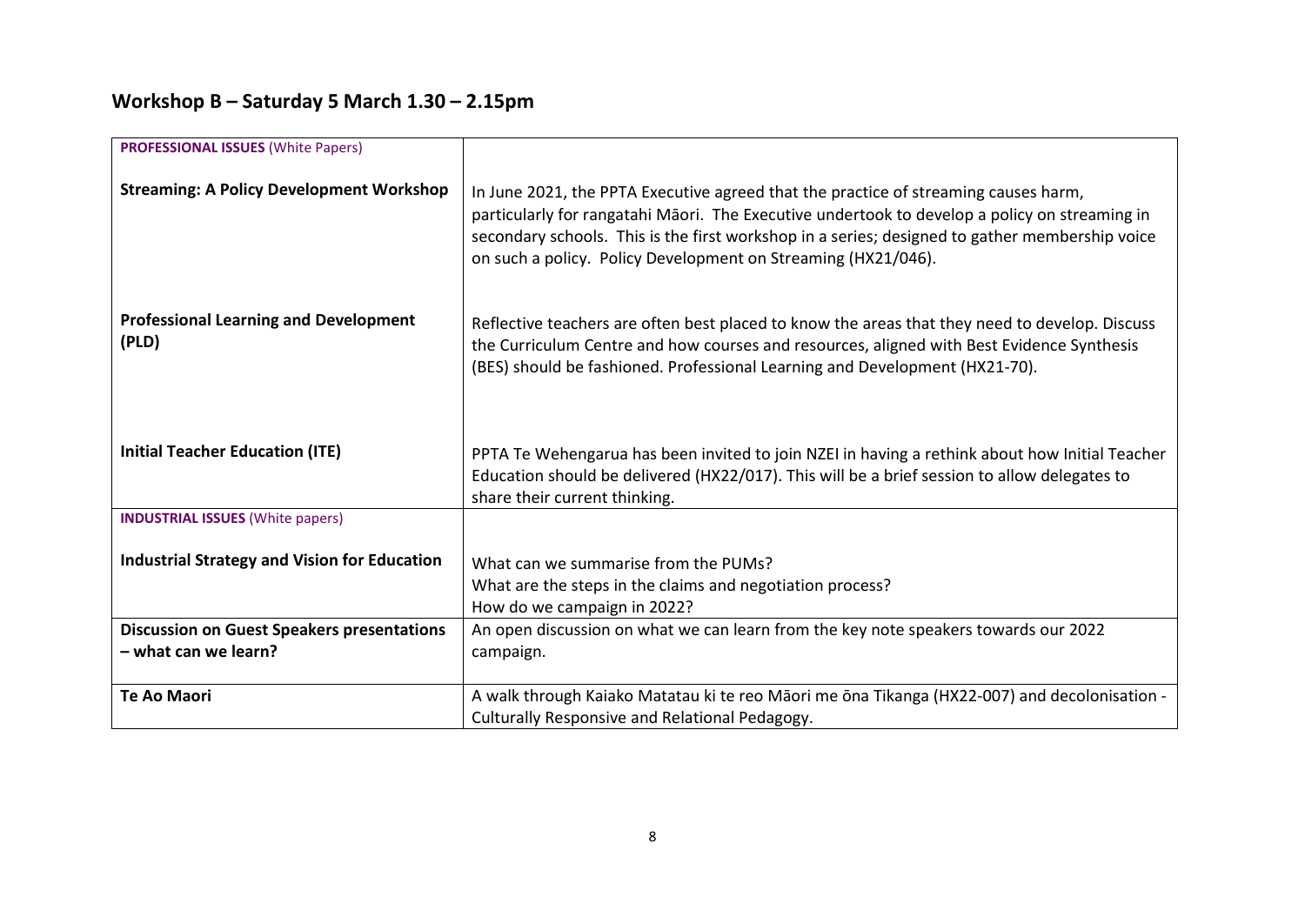## Workshop B – Saturday 5 March 1.30 – 2.15pm

| | |
|---|---|
| **PROFESSIONAL ISSUES** (White Papers) | |
| **Streaming: A Policy Development Workshop** | In June 2021, the PPTA Executive agreed that the practice of streaming causes harm, particularly for rangatahi Māori. The Executive undertook to develop a policy on streaming in secondary schools. This is the first workshop in a series; designed to gather membership voice on such a policy. Policy Development on Streaming (HX21/046). |
| **Professional Learning and Development (PLD)** | Reflective teachers are often best placed to know the areas that they need to develop. Discuss the Curriculum Centre and how courses and resources, aligned with Best Evidence Synthesis (BES) should be fashioned. Professional Learning and Development (HX21-70). |
| **Initial Teacher Education (ITE)** | PPTA Te Wehengarua has been invited to join NZEI in having a rethink about how Initial Teacher Education should be delivered (HX22/017). This will be a brief session to allow delegates to share their current thinking. |
| **INDUSTRIAL ISSUES** (White papers) | |
| **Industrial Strategy and Vision for Education** | What can we summarise from the PUMs?<br>What are the steps in the claims and negotiation process?<br>How do we campaign in 2022? |
| **Discussion on Guest Speakers presentations – what can we learn?** | An open discussion on what we can learn from the key note speakers towards our 2022 campaign. |
| **Te Ao Maori** | A walk through Kaiako Matatau ki te reo Māori me ōna Tikanga (HX22-007) and decolonisation - Culturally Responsive and Relational Pedagogy. |